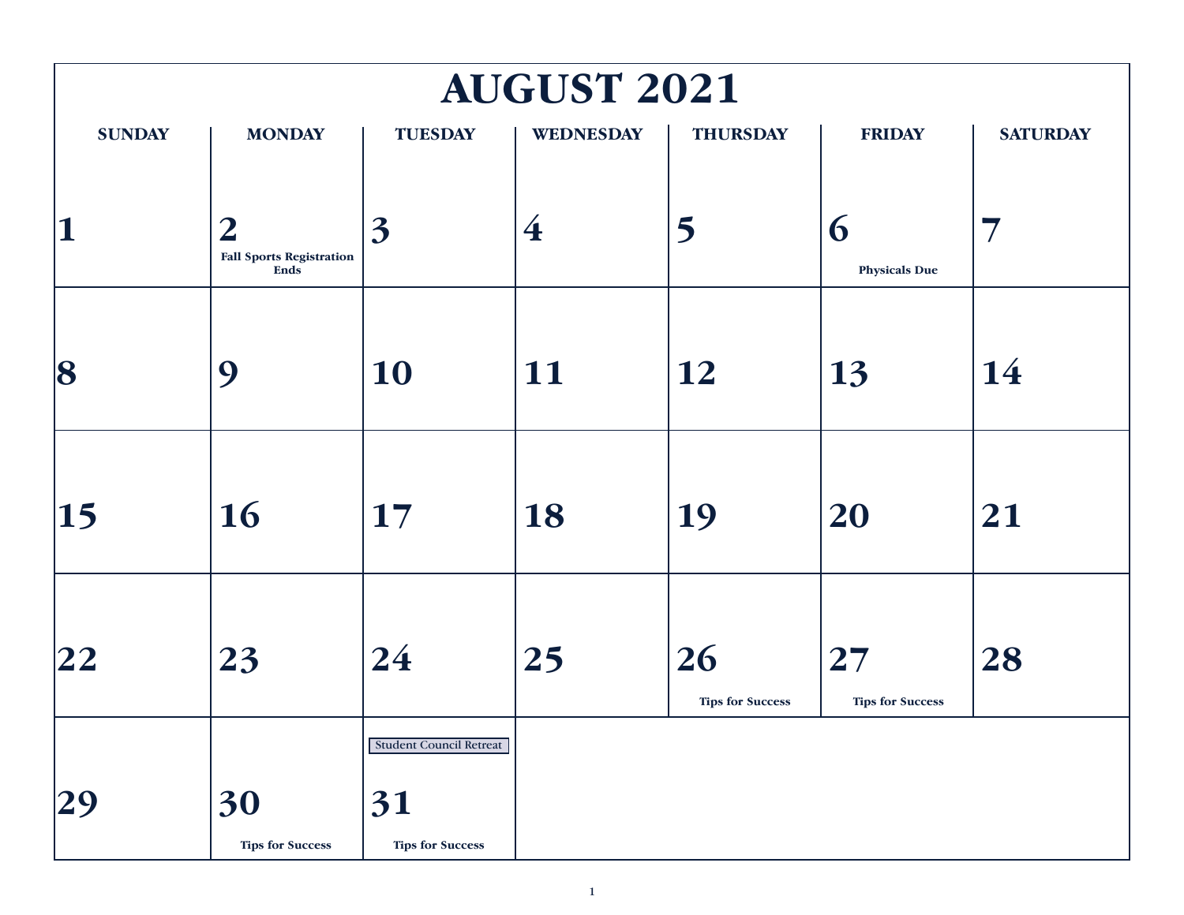# AUGUST 2021

| SUNDAY | MONDAY | TUESDAY | WEDNESDAY | THURSDAY | FRIDAY | SATURDAY |
|---|---|---|---|---|---|---|
| 1 | 2 Fall Sports Registration Ends | 3 | 4 | 5 | 6 Physicals Due | 7 |
| 8 | 9 | 10 | 11 | 12 | 13 | 14 |
| 15 | 16 | 17 | 18 | 19 | 20 | 21 |
| 22 | 23 | 24 | 25 | 26 Tips for Success | 27 Tips for Success | 28 |
| 29 | 30 Tips for Success | Student Council Retreat 31 Tips for Success | | | | |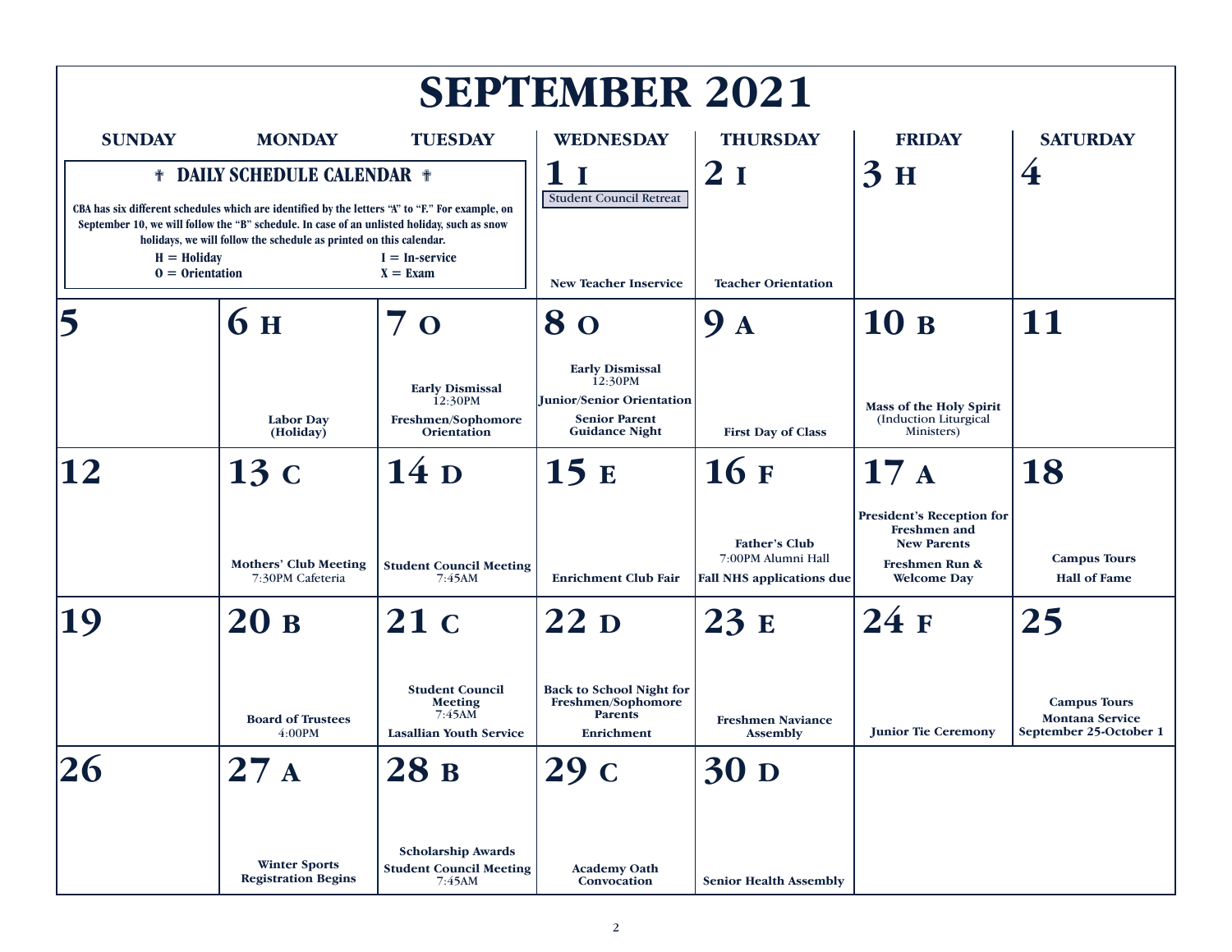# SEPTEMBER 2021

**✝ DAILY SCHEDULE CALENDAR ✝**

CBA has six different schedules which are identified by the letters "A" to "F." For example, on September 10, we will follow the "B" schedule. In case of an unlisted holiday, such as snow holidays, we will follow the schedule as printed on this calendar.

H = Holiday    I = In-service
O = Orientation    X = Exam

| SUNDAY | MONDAY | TUESDAY | WEDNESDAY | THURSDAY | FRIDAY | SATURDAY |
|---|---|---|---|---|---|---|
| | | | **1 I** Student Council Retreat; **New Teacher Inservice** | **2 I** **Teacher Orientation** | **3 H** | **4** |
| **5** | **6 H** **Labor Day (Holiday)** | **7 O** **Early Dismissal** 12:30PM; **Freshmen/Sophomore Orientation** | **8 O** **Early Dismissal** 12:30PM; **Junior/Senior Orientation**; **Senior Parent Guidance Night** | **9 A** **First Day of Class** | **10 B** **Mass of the Holy Spirit** (Induction Liturgical Ministers) | **11** |
| **12** | **13 C** **Mothers' Club Meeting** 7:30PM Cafeteria | **14 D** **Student Council Meeting** 7:45AM | **15 E** **Enrichment Club Fair** | **16 F** **Father's Club** 7:00PM Alumni Hall; **Fall NHS applications due** | **17 A** **President's Reception for Freshmen and New Parents**; **Freshmen Run & Welcome Day** | **18** **Campus Tours**; **Hall of Fame** |
| **19** | **20 B** **Board of Trustees** 4:00PM | **21 C** **Student Council Meeting** 7:45AM; **Lasallian Youth Service** | **22 D** **Back to School Night for Freshmen/Sophomore Parents**; **Enrichment** | **23 E** **Freshmen Naviance Assembly** | **24 F** **Junior Tie Ceremony** | **25** **Campus Tours**; **Montana Service September 25-October 1** |
| **26** | **27 A** **Winter Sports Registration Begins** | **28 B** **Scholarship Awards**; **Student Council Meeting** 7:45AM | **29 C** **Academy Oath Convocation** | **30 D** **Senior Health Assembly** | | |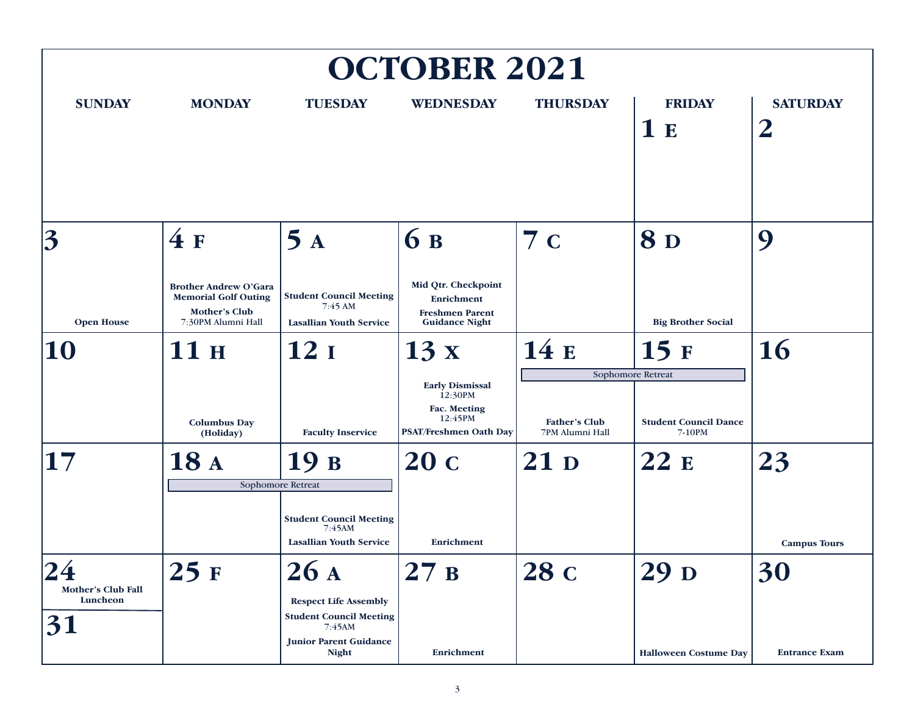# OCTOBER 2021

| SUNDAY | MONDAY | TUESDAY | WEDNESDAY | THURSDAY | FRIDAY | SATURDAY |
|---|---|---|---|---|---|---|
| | | | | | **1 E** | **2** |
| **3**<br>**Open House** | **4 F**<br>**Brother Andrew O'Gara Memorial Golf Outing**<br>**Mother's Club** 7:30PM Alumni Hall | **5 A**<br>**Student Council Meeting** 7:45 AM<br>**Lasallian Youth Service** | **6 B**<br>**Mid Qtr. Checkpoint**<br>**Enrichment**<br>**Freshmen Parent Guidance Night** | **7 C** | **8 D**<br>**Big Brother Social** | **9** |
| **10** | **11 H**<br>**Columbus Day (Holiday)** | **12 I**<br>**Faculty Inservice** | **13 X**<br>**Early Dismissal** 12:30PM<br>**Fac. Meeting** 12:45PM<br>**PSAT/Freshmen Oath Day** | **14 E**<br>Sophomore Retreat<br>**Father's Club** 7PM Alumni Hall | **15 F**<br>Sophomore Retreat<br>**Student Council Dance** 7-10PM | **16** |
| **17** | **18 A**<br>Sophomore Retreat | **19 B**<br>Sophomore Retreat<br>**Student Council Meeting** 7:45AM<br>**Lasallian Youth Service** | **20 C**<br>**Enrichment** | **21 D** | **22 E** | **23**<br>**Campus Tours** |
| **24**<br>**Mother's Club Fall Luncheon**<br>**31** | **25 F** | **26 A**<br>**Respect Life Assembly**<br>**Student Council Meeting** 7:45AM<br>**Junior Parent Guidance Night** | **27 B**<br>**Enrichment** | **28 C** | **29 D**<br>**Halloween Costume Day** | **30**<br>**Entrance Exam** |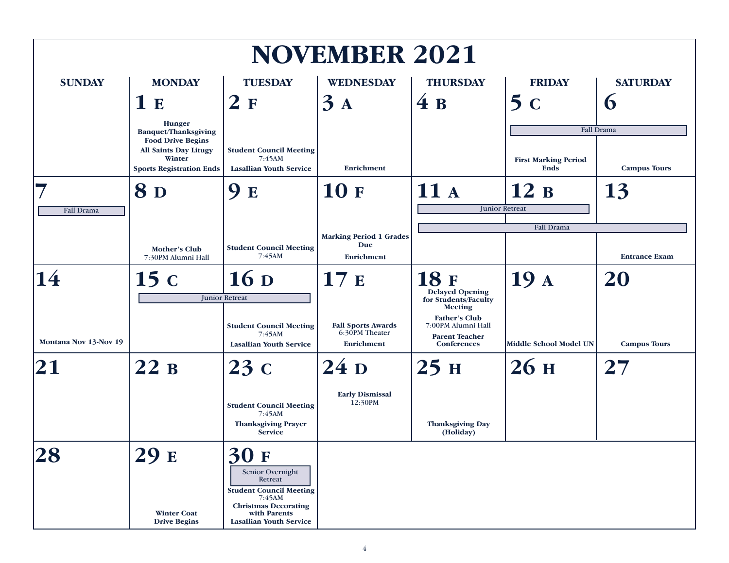# NOVEMBER 2021

| SUNDAY | MONDAY | TUESDAY | WEDNESDAY | THURSDAY | FRIDAY | SATURDAY |
|---|---|---|---|---|---|---|
| | **1 E**<br>**Hunger Banquet/Thanksgiving Food Drive Begins**<br>**All Saints Day Litugy Winter**<br>**Sports Registration Ends** | **2 F**<br>**Student Council Meeting** 7:45AM<br>**Lasallian Youth Service** | **3 A**<br>**Enrichment** | **4 B** | **5 C**<br>Fall Drama<br>**First Marking Period Ends** | **6**<br>Fall Drama<br>**Campus Tours** |
| **7**<br>Fall Drama | **8 D**<br>**Mother's Club** 7:30PM Alumni Hall | **9 E**<br>**Student Council Meeting** 7:45AM | **10 F**<br>**Marking Period 1 Grades Due**<br>**Enrichment** | **11 A**<br>Junior Retreat<br>Fall Drama | **12 B**<br>Junior Retreat<br>Fall Drama | **13**<br>Fall Drama<br>**Entrance Exam** |
| **14**<br>**Montana Nov 13-Nov 19** | **15 C**<br>Junior Retreat | **16 D**<br>Junior Retreat<br>**Student Council Meeting** 7:45AM<br>**Lasallian Youth Service** | **17 E**<br>**Fall Sports Awards** 6:30PM Theater<br>**Enrichment** | **18 F**<br>**Delayed Opening for Students/Faculty Meeting**<br>**Father's Club** 7:00PM Alumni Hall<br>**Parent Teacher Conferences** | **19 A**<br>**Middle School Model UN** | **20**<br>**Campus Tours** |
| **21** | **22 B** | **23 C**<br>**Student Council Meeting** 7:45AM<br>**Thanksgiving Prayer Service** | **24 D**<br>**Early Dismissal** 12:30PM | **25 H**<br>**Thanksgiving Day (Holiday)** | **26 H** | **27** |
| **28** | **29 E**<br>**Winter Coat Drive Begins** | **30 F**<br>Senior Overnight Retreat<br>**Student Council Meeting** 7:45AM<br>**Christmas Decorating with Parents**<br>**Lasallian Youth Service** | | | | |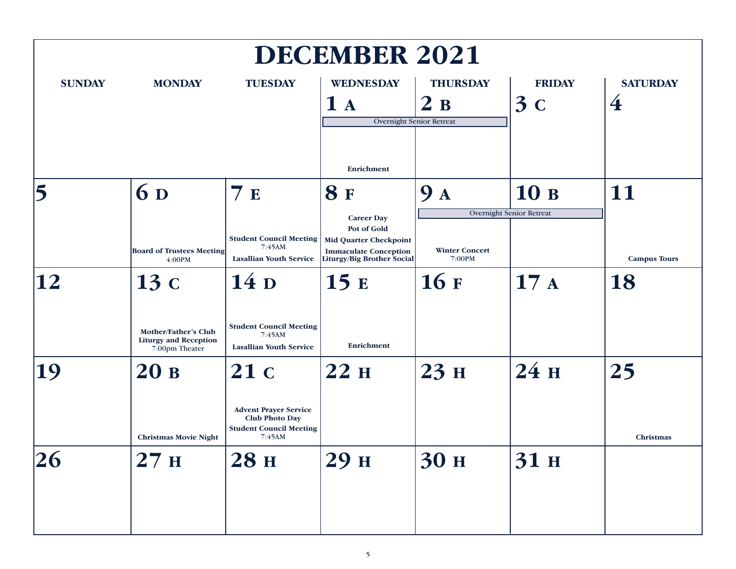# DECEMBER 2021

| SUNDAY | MONDAY | TUESDAY | WEDNESDAY | THURSDAY | FRIDAY | SATURDAY |
|---|---|---|---|---|---|---|
| | | | **1 A** Overnight Senior Retreat; **Enrichment** | **2 B** Overnight Senior Retreat | **3 C** | **4** |
| **5** | **6 D** **Board of Trustees Meeting** 4:00PM | **7 E** **Student Council Meeting** 7:45AM; **Lasallian Youth Service** | **8 F** **Career Day**; **Pot of Gold**; **Mid Quarter Checkpoint**; **Immaculate Conception Liturgy/Big Brother Social** | **9 A** Overnight Senior Retreat; **Winter Concert** 7:00PM | **10 B** Overnight Senior Retreat | **11** **Campus Tours** |
| **12** | **13 C** **Mother/Father's Club Liturgy and Reception** 7:00pm Theater | **14 D** **Student Council Meeting** 7:45AM; **Lasallian Youth Service** | **15 E** **Enrichment** | **16 F** | **17 A** | **18** |
| **19** | **20 B** **Christmas Movie Night** | **21 C** **Advent Prayer Service**; **Club Photo Day**; **Student Council Meeting** 7:45AM | **22 H** | **23 H** | **24 H** | **25** **Christmas** |
| **26** | **27 H** | **28 H** | **29 H** | **30 H** | **31 H** | |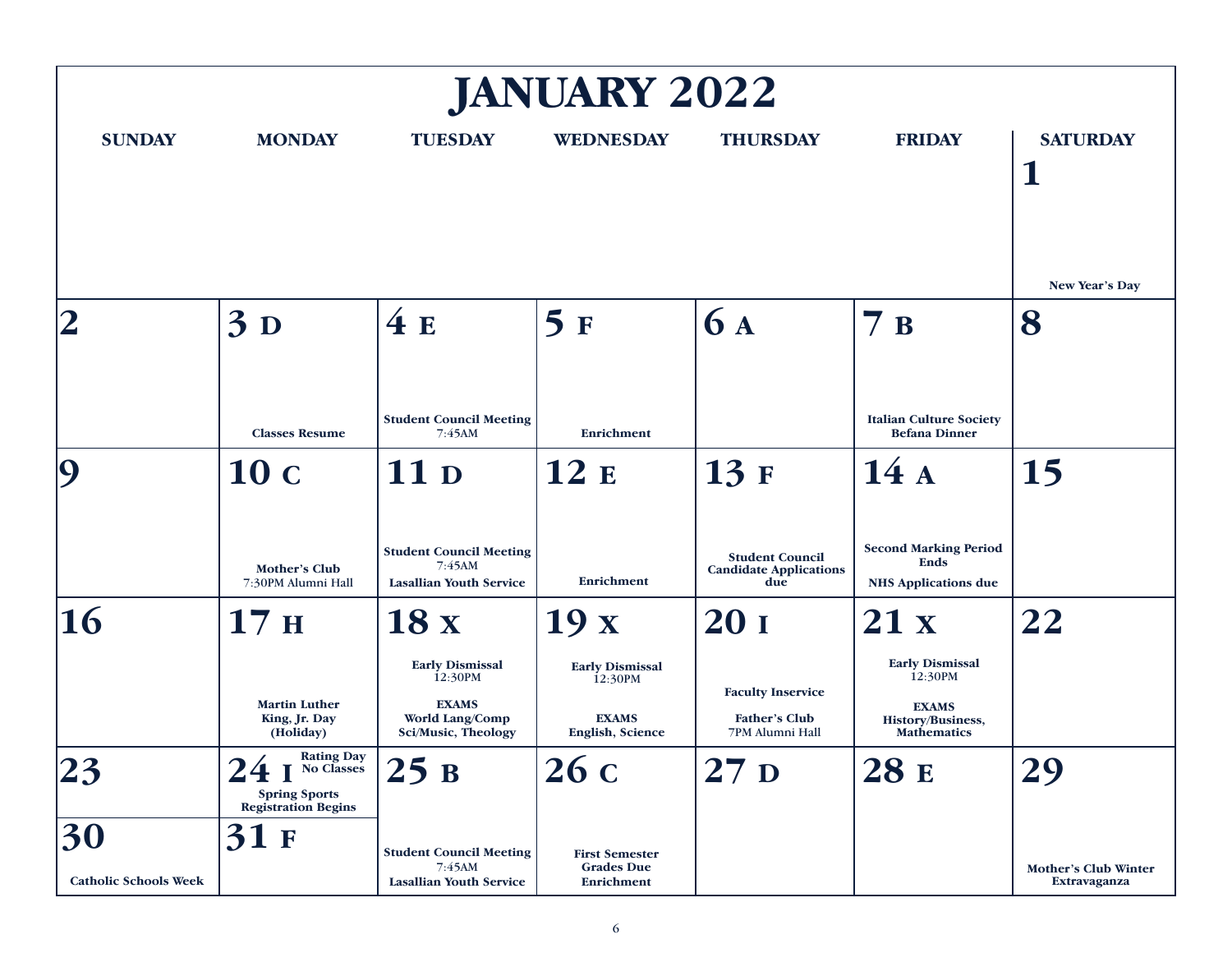# JANUARY 2022

| SUNDAY | MONDAY | TUESDAY | WEDNESDAY | THURSDAY | FRIDAY | SATURDAY |
|---|---|---|---|---|---|---|
| | | | | | | **1** New Year's Day |
| **2** | **3 D** Classes Resume | **4 E** Student Council Meeting 7:45AM | **5 F** Enrichment | **6 A** | **7 B** Italian Culture Society Befana Dinner | **8** |
| **9** | **10 C** Mother's Club 7:30PM Alumni Hall | **11 D** Student Council Meeting 7:45AM Lasallian Youth Service | **12 E** Enrichment | **13 F** Student Council Candidate Applications due | **14 A** Second Marking Period Ends NHS Applications due | **15** |
| **16** | **17 H** Martin Luther King, Jr. Day (Holiday) | **18 X** Early Dismissal 12:30PM EXAMS World Lang/Comp Sci/Music, Theology | **19 X** Early Dismissal 12:30PM EXAMS English, Science | **20 I** Faculty Inservice Father's Club 7PM Alumni Hall | **21 X** Early Dismissal 12:30PM EXAMS History/Business, Mathematics | **22** |
| **23** | **24 I** Rating Day No Classes Spring Sports Registration Begins | **25 B** Student Council Meeting 7:45AM Lasallian Youth Service | **26 C** First Semester Grades Due Enrichment | **27 D** | **28 E** | **29** Mother's Club Winter Extravaganza |
| **30** Catholic Schools Week | **31 F** | | | | | |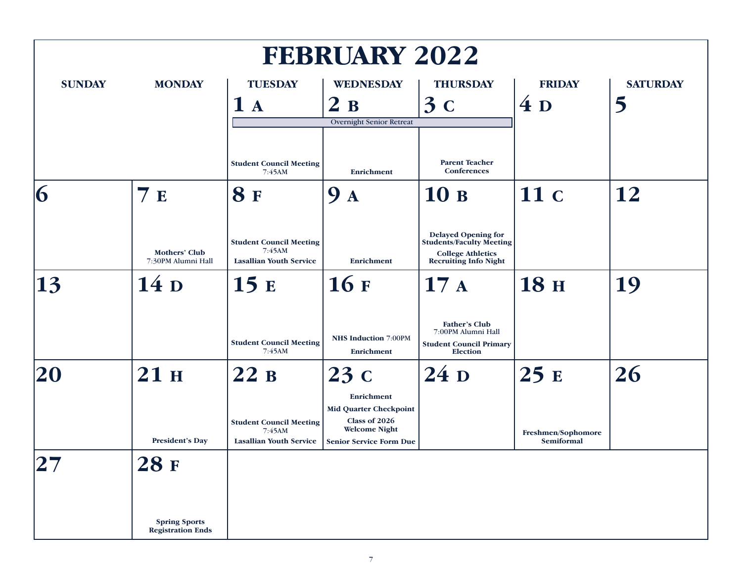# FEBRUARY 2022

| SUNDAY | MONDAY | TUESDAY | WEDNESDAY | THURSDAY | FRIDAY | SATURDAY |
|---|---|---|---|---|---|---|
| | | **1 A** Overnight Senior Retreat; **Student Council Meeting** 7:45AM | **2 B** Overnight Senior Retreat; **Enrichment** | **3 C** Overnight Senior Retreat; **Parent Teacher Conferences** | **4 D** | **5** |
| **6** | **7 E** **Mothers' Club** 7:30PM Alumni Hall | **8 F** **Student Council Meeting** 7:45AM; **Lasallian Youth Service** | **9 A** **Enrichment** | **10 B** **Delayed Opening for Students/Faculty Meeting**; **College Athletics Recruiting Info Night** | **11 C** | **12** |
| **13** | **14 D** | **15 E** **Student Council Meeting** 7:45AM | **16 F** **NHS Induction** 7:00PM; **Enrichment** | **17 A** **Father's Club** 7:00PM Alumni Hall; **Student Council Primary Election** | **18 H** | **19** |
| **20** | **21 H** **President's Day** | **22 B** **Student Council Meeting** 7:45AM; **Lasallian Youth Service** | **23 C** **Enrichment**; **Mid Quarter Checkpoint**; **Class of 2026 Welcome Night**; **Senior Service Form Due** | **24 D** | **25 E** **Freshmen/Sophomore Semiformal** | **26** |
| **27** | **28 F** **Spring Sports Registration Ends** | | | | | |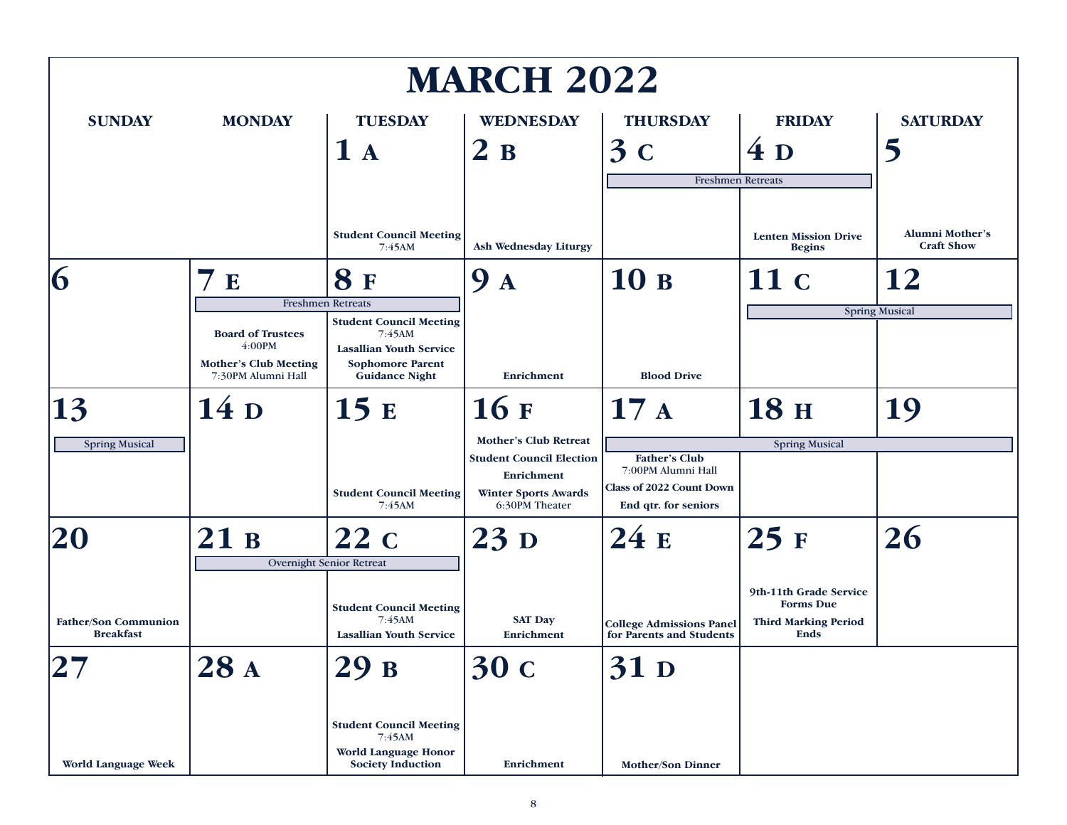# MARCH 2022

| SUNDAY | MONDAY | TUESDAY | WEDNESDAY | THURSDAY | FRIDAY | SATURDAY |
|---|---|---|---|---|---|---|
| | | **1 A**<br>**Student Council Meeting** 7:45AM | **2 B**<br>**Ash Wednesday Liturgy** | **3 C**<br>Freshmen Retreats | **4 D**<br>Freshmen Retreats<br>**Lenten Mission Drive Begins** | **5**<br>**Alumni Mother's Craft Show** |
| **6** | **7 E**<br>Freshmen Retreats<br>**Board of Trustees** 4:00PM<br>**Mother's Club Meeting** 7:30PM Alumni Hall | **8 F**<br>Freshmen Retreats<br>**Student Council Meeting** 7:45AM<br>**Lasallian Youth Service**<br>**Sophomore Parent Guidance Night** | **9 A**<br>**Enrichment** | **10 B**<br>**Blood Drive** | **11 C**<br>Spring Musical | **12**<br>Spring Musical |
| **13**<br>Spring Musical | **14 D** | **15 E**<br>**Student Council Meeting** 7:45AM | **16 F**<br>**Mother's Club Retreat**<br>**Student Council Election**<br>**Enrichment**<br>**Winter Sports Awards** 6:30PM Theater | **17 A**<br>Spring Musical<br>**Father's Club** 7:00PM Alumni Hall<br>**Class of 2022 Count Down**<br>**End qtr. for seniors** | **18 H**<br>Spring Musical | **19**<br>Spring Musical |
| **20**<br>**Father/Son Communion Breakfast** | **21 B**<br>Overnight Senior Retreat | **22 C**<br>Overnight Senior Retreat<br>**Student Council Meeting** 7:45AM<br>**Lasallian Youth Service** | **23 D**<br>**SAT Day**<br>**Enrichment** | **24 E**<br>**College Admissions Panel for Parents and Students** | **25 F**<br>**9th-11th Grade Service Forms Due**<br>**Third Marking Period Ends** | **26** |
| **27**<br>**World Language Week** | **28 A** | **29 B**<br>**Student Council Meeting** 7:45AM<br>**World Language Honor Society Induction** | **30 C**<br>**Enrichment** | **31 D**<br>**Mother/Son Dinner** | | |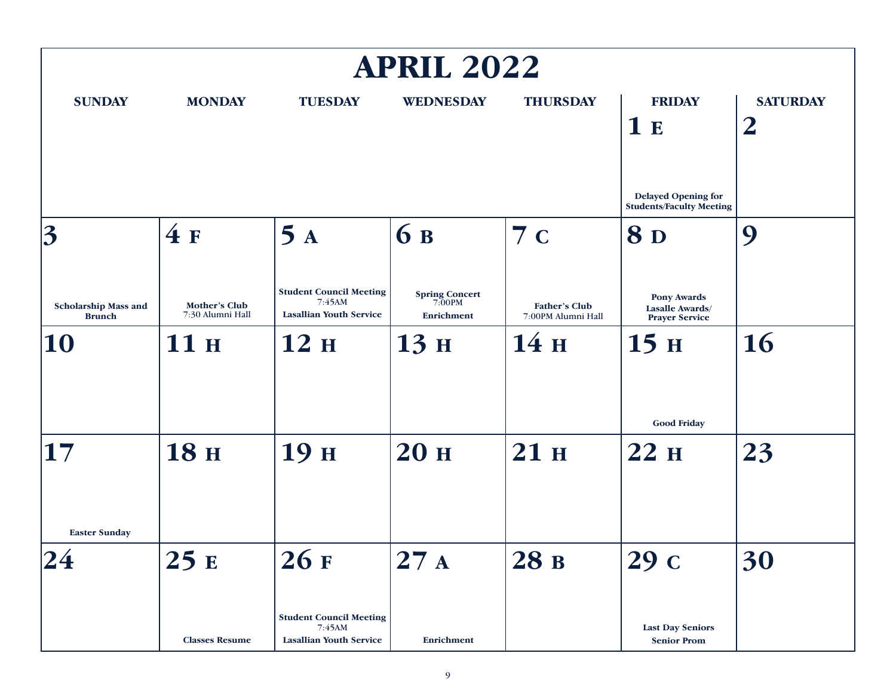# APRIL 2022

| SUNDAY | MONDAY | TUESDAY | WEDNESDAY | THURSDAY | FRIDAY | SATURDAY |
|---|---|---|---|---|---|---|
| | | | | | **1 E** <br> **Delayed Opening for Students/Faculty Meeting** | **2** |
| **3** <br> **Scholarship Mass and Brunch** | **4 F** <br> **Mother's Club** 7:30 Alumni Hall | **5 A** <br> **Student Council Meeting** 7:45AM <br> **Lasallian Youth Service** | **6 B** <br> **Spring Concert** 7:00PM <br> **Enrichment** | **7 C** <br> **Father's Club** 7:00PM Alumni Hall | **8 D** <br> **Pony Awards** <br> **Lasalle Awards/ Prayer Service** | **9** |
| **10** | **11 H** | **12 H** | **13 H** | **14 H** | **15 H** <br> **Good Friday** | **16** |
| **17** <br> **Easter Sunday** | **18 H** | **19 H** | **20 H** | **21 H** | **22 H** | **23** |
| **24** | **25 E** <br> **Classes Resume** | **26 F** <br> **Student Council Meeting** 7:45AM <br> **Lasallian Youth Service** | **27 A** <br> **Enrichment** | **28 B** | **29 C** <br> **Last Day Seniors** <br> **Senior Prom** | **30** |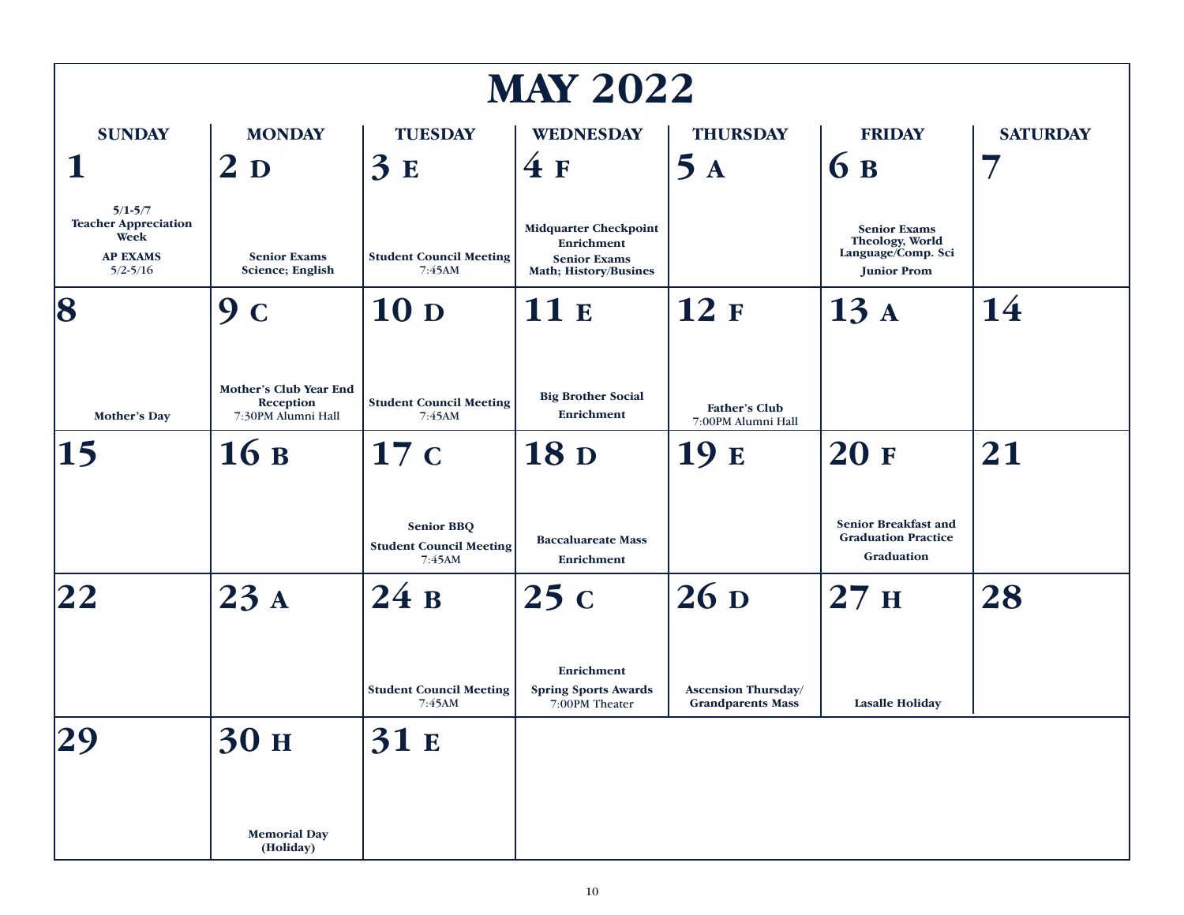# MAY 2022

| SUNDAY | MONDAY | TUESDAY | WEDNESDAY | THURSDAY | FRIDAY | SATURDAY |
|---|---|---|---|---|---|---|
| **1**<br>**5/1-5/7 Teacher Appreciation Week**<br>**AP EXAMS** 5/2-5/16 | **2 D**<br>**Senior Exams Science; English** | **3 E**<br>**Student Council Meeting** 7:45AM | **4 F**<br>**Midquarter Checkpoint**<br>**Enrichment**<br>**Senior Exams Math; History/Busines** | **5 A** | **6 B**<br>**Senior Exams Theology, World Language/Comp. Sci**<br>**Junior Prom** | **7** |
| **8**<br>**Mother's Day** | **9 C**<br>**Mother's Club Year End Reception** 7:30PM Alumni Hall | **10 D**<br>**Student Council Meeting** 7:45AM | **11 E**<br>**Big Brother Social**<br>**Enrichment** | **12 F**<br>**Father's Club** 7:00PM Alumni Hall | **13 A** | **14** |
| **15** | **16 B** | **17 C**<br>**Senior BBQ**<br>**Student Council Meeting** 7:45AM | **18 D**<br>**Baccaluareate Mass**<br>**Enrichment** | **19 E** | **20 F**<br>**Senior Breakfast and Graduation Practice**<br>**Graduation** | **21** |
| **22** | **23 A** | **24 B**<br>**Student Council Meeting** 7:45AM | **25 C**<br>**Enrichment**<br>**Spring Sports Awards** 7:00PM Theater | **26 D**<br>**Ascension Thursday/ Grandparents Mass** | **27 H**<br>**Lasalle Holiday** | **28** |
| **29** | **30 H**<br>**Memorial Day (Holiday)** | **31 E** | | | | |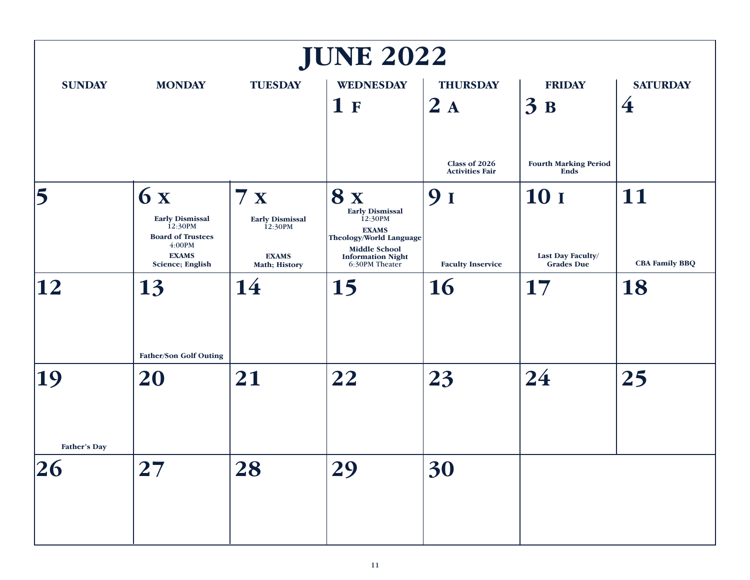# JUNE 2022

| SUNDAY | MONDAY | TUESDAY | WEDNESDAY | THURSDAY | FRIDAY | SATURDAY |
|---|---|---|---|---|---|---|
| | | | **1 F** | **2 A** Class of 2026 Activities Fair | **3 B** Fourth Marking Period Ends | **4** |
| **5** | **6 X** Early Dismissal 12:30PM; Board of Trustees 4:00PM; EXAMS Science; English | **7 X** Early Dismissal 12:30PM; EXAMS Math; History | **8 X** Early Dismissal 12:30PM; EXAMS Theology/World Language; Middle School Information Night 6:30PM Theater | **9 I** Faculty Inservice | **10 I** Last Day Faculty/ Grades Due | **11** CBA Family BBQ |
| **12** | **13** Father/Son Golf Outing | **14** | **15** | **16** | **17** | **18** |
| **19** Father's Day | **20** | **21** | **22** | **23** | **24** | **25** |
| **26** | **27** | **28** | **29** | **30** | | |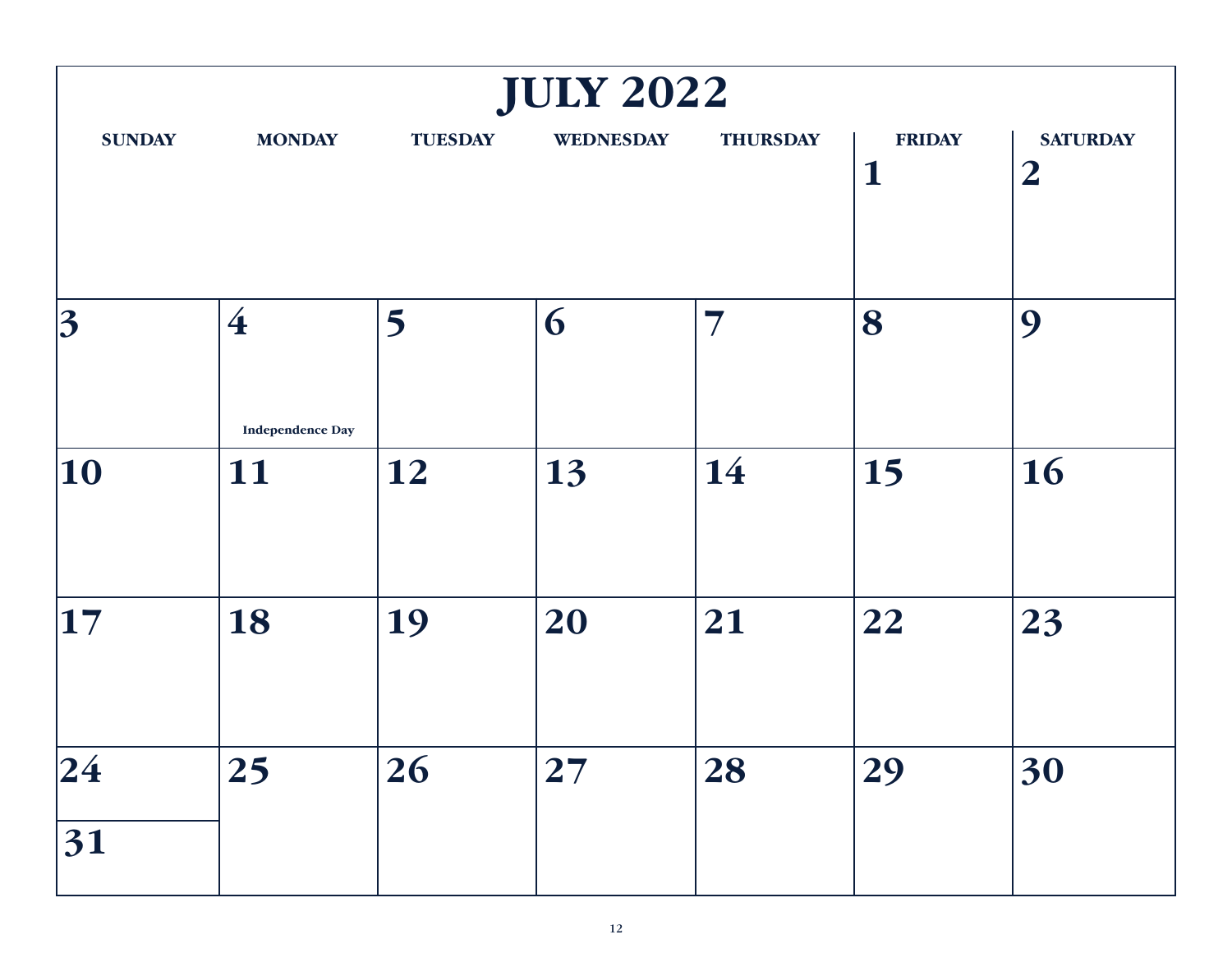# JULY 2022

| SUNDAY | MONDAY | TUESDAY | WEDNESDAY | THURSDAY | FRIDAY | SATURDAY |
|---|---|---|---|---|---|---|
| | | | | | 1 | 2 |
| 3 | 4 Independence Day | 5 | 6 | 7 | 8 | 9 |
| 10 | 11 | 12 | 13 | 14 | 15 | 16 |
| 17 | 18 | 19 | 20 | 21 | 22 | 23 |
| 24 / 31 | 25 | 26 | 27 | 28 | 29 | 30 |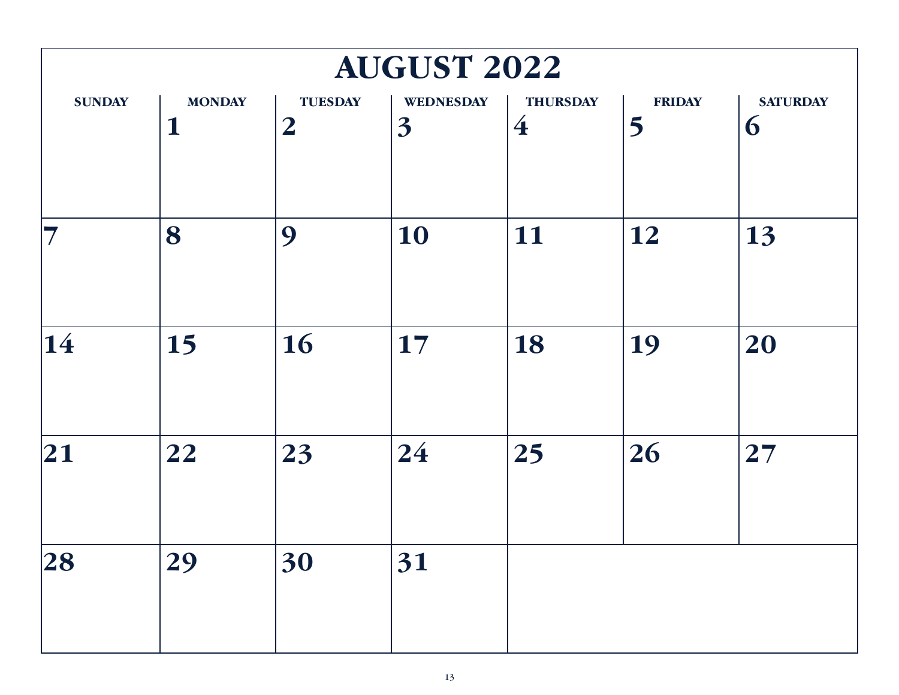# AUGUST 2022

| SUNDAY | MONDAY | TUESDAY | WEDNESDAY | THURSDAY | FRIDAY | SATURDAY |
|---|---|---|---|---|---|---|
| | 1 | 2 | 3 | 4 | 5 | 6 |
| 7 | 8 | 9 | 10 | 11 | 12 | 13 |
| 14 | 15 | 16 | 17 | 18 | 19 | 20 |
| 21 | 22 | 23 | 24 | 25 | 26 | 27 |
| 28 | 29 | 30 | 31 | | | |